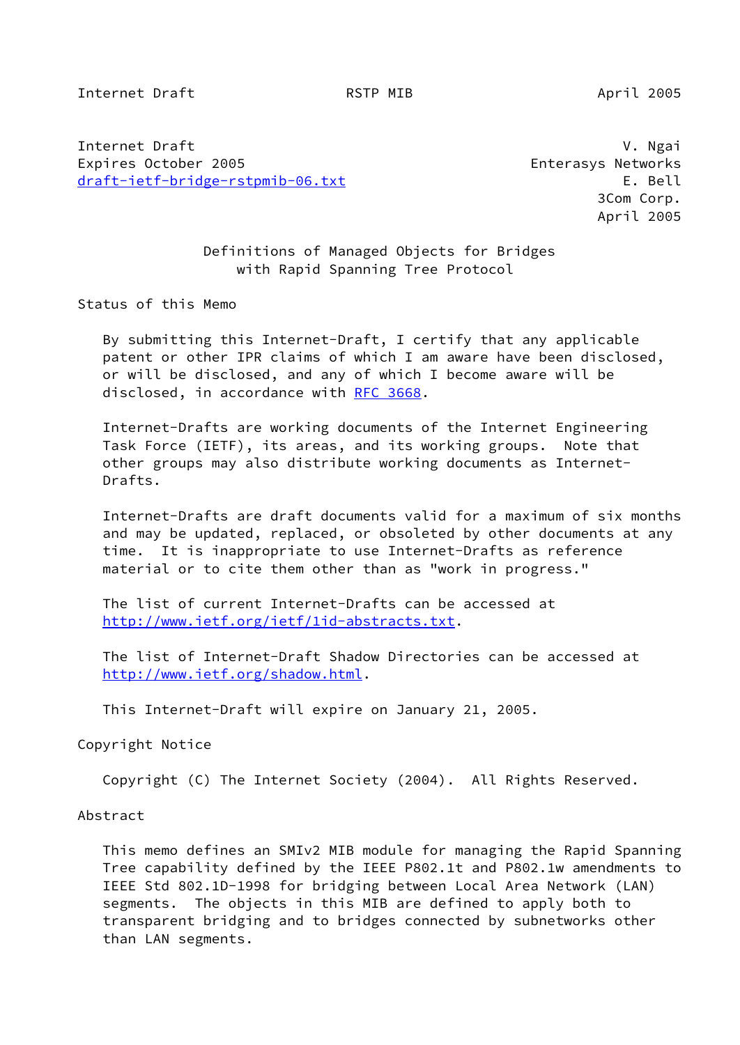Internet Draft V. Ngai
Expires October 2005 Enterasys Networks
draft-ietf-bridge-rstpmib-06.txt E. Bell
3Com Corp.
April 2005

# Definitions of Managed Objects for Bridges with Rapid Spanning Tree Protocol

## Status of this Memo

By submitting this Internet-Draft, I certify that any applicable patent or other IPR claims of which I am aware have been disclosed, or will be disclosed, and any of which I become aware will be disclosed, in accordance with RFC 3668.

Internet-Drafts are working documents of the Internet Engineering Task Force (IETF), its areas, and its working groups. Note that other groups may also distribute working documents as Internet-Drafts.

Internet-Drafts are draft documents valid for a maximum of six months and may be updated, replaced, or obsoleted by other documents at any time. It is inappropriate to use Internet-Drafts as reference material or to cite them other than as "work in progress."

The list of current Internet-Drafts can be accessed at http://www.ietf.org/ietf/1id-abstracts.txt.

The list of Internet-Draft Shadow Directories can be accessed at http://www.ietf.org/shadow.html.

This Internet-Draft will expire on January 21, 2005.

## Copyright Notice

Copyright (C) The Internet Society (2004). All Rights Reserved.

## Abstract

This memo defines an SMIv2 MIB module for managing the Rapid Spanning Tree capability defined by the IEEE P802.1t and P802.1w amendments to IEEE Std 802.1D-1998 for bridging between Local Area Network (LAN) segments. The objects in this MIB are defined to apply both to transparent bridging and to bridges connected by subnetworks other than LAN segments.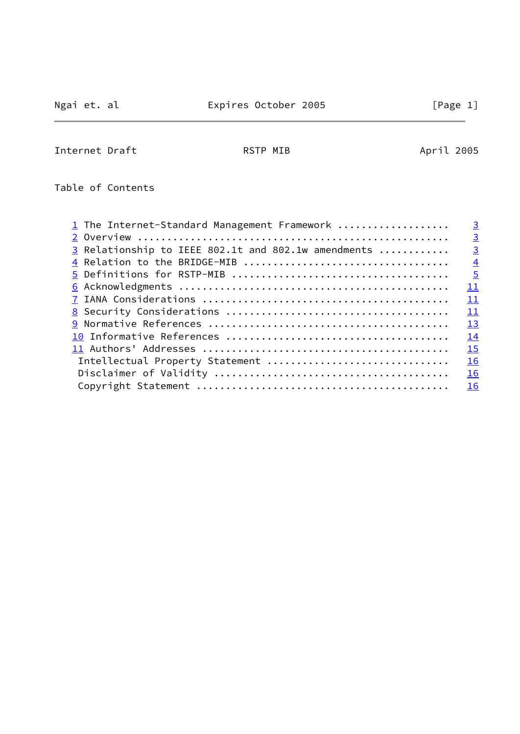## Table of Contents

```
   1 The Internet-Standard Management Framework ..................    3
   2 Overview ....................................................    3
   3 Relationship to IEEE 802.1t and 802.1w amendments ...........    3
   4 Relation to the BRIDGE-MIB ..................................    4
   5 Definitions for RSTP-MIB ....................................    5
   6 Acknowledgments .............................................   11
   7 IANA Considerations .........................................   11
   8 Security Considerations .....................................   11
   9 Normative References ........................................   13
   10 Informative References .....................................   14
   11 Authors' Addresses .........................................   15
     Intellectual Property Statement .............................   16
     Disclaimer of Validity ......................................   16
     Copyright Statement .........................................   16
```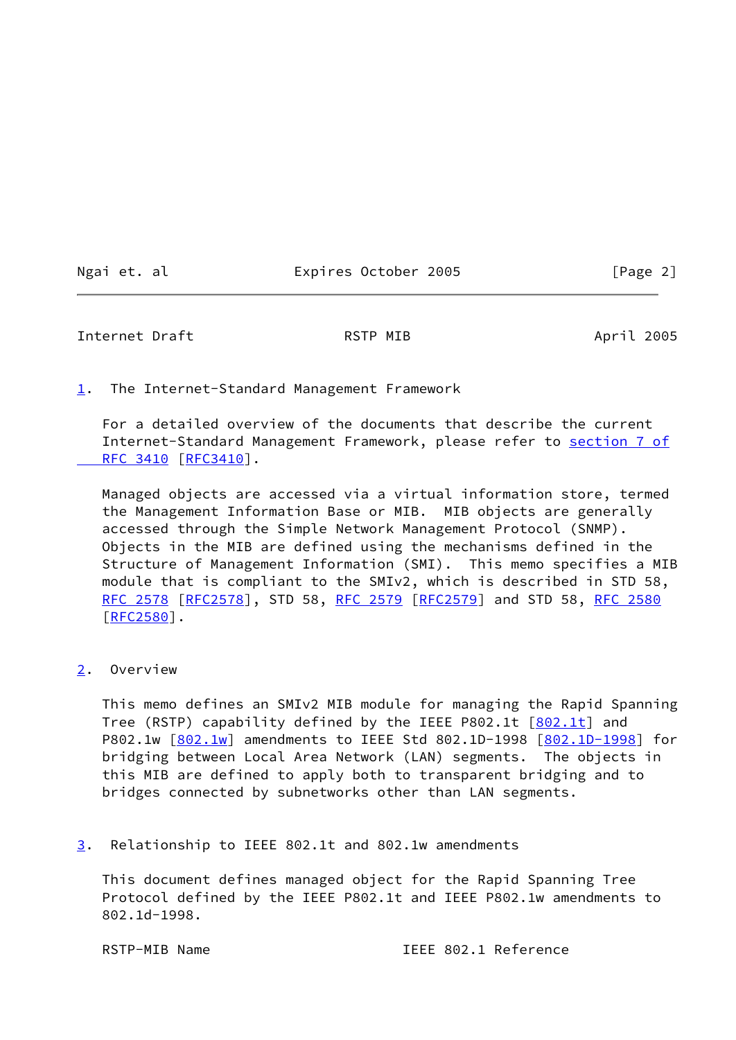## 1. The Internet-Standard Management Framework

For a detailed overview of the documents that describe the current Internet-Standard Management Framework, please refer to section 7 of RFC 3410 [RFC3410].

Managed objects are accessed via a virtual information store, termed the Management Information Base or MIB. MIB objects are generally accessed through the Simple Network Management Protocol (SNMP). Objects in the MIB are defined using the mechanisms defined in the Structure of Management Information (SMI). This memo specifies a MIB module that is compliant to the SMIv2, which is described in STD 58, RFC 2578 [RFC2578], STD 58, RFC 2579 [RFC2579] and STD 58, RFC 2580 [RFC2580].

## 2. Overview

This memo defines an SMIv2 MIB module for managing the Rapid Spanning Tree (RSTP) capability defined by the IEEE P802.1t [802.1t] and P802.1w [802.1w] amendments to IEEE Std 802.1D-1998 [802.1D-1998] for bridging between Local Area Network (LAN) segments. The objects in this MIB are defined to apply both to transparent bridging and to bridges connected by subnetworks other than LAN segments.

## 3. Relationship to IEEE 802.1t and 802.1w amendments

This document defines managed object for the Rapid Spanning Tree Protocol defined by the IEEE P802.1t and IEEE P802.1w amendments to 802.1d-1998.

RSTP-MIB Name                    IEEE 802.1 Reference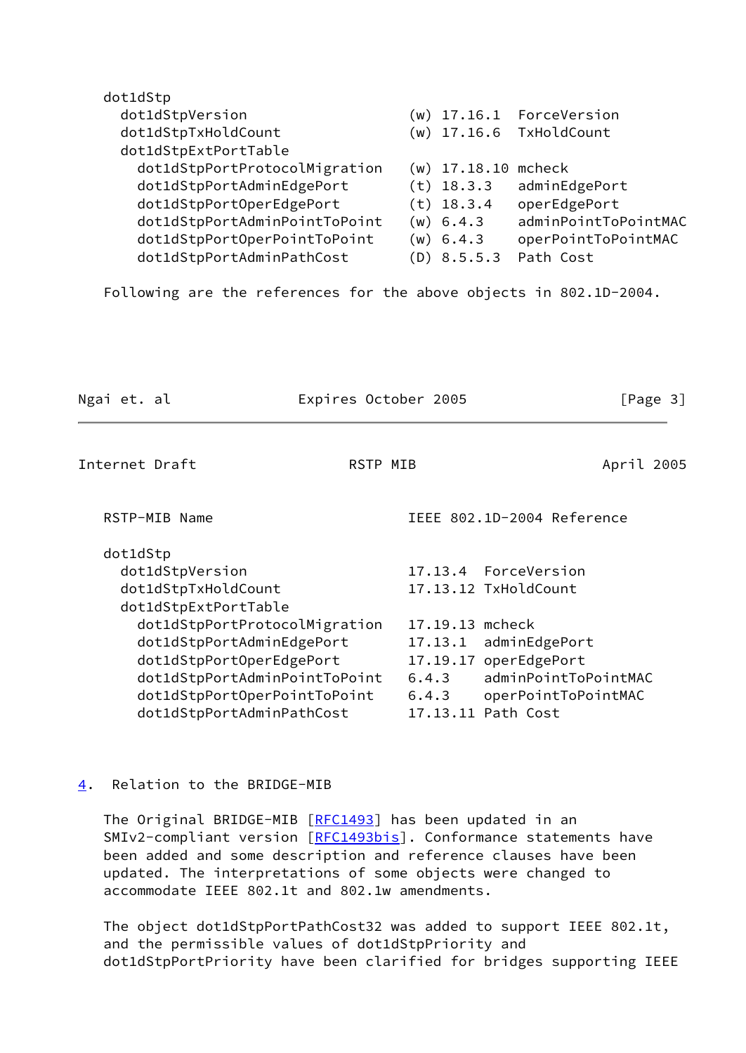```
dot1dStp
  dot1dStpVersion                   (w) 17.16.1  ForceVersion
  dot1dStpTxHoldCount               (w) 17.16.6  TxHoldCount
  dot1dStpExtPortTable
    dot1dStpPortProtocolMigration   (w) 17.18.10 mcheck
    dot1dStpPortAdminEdgePort       (t) 18.3.3   adminEdgePort
    dot1dStpPortOperEdgePort        (t) 18.3.4   operEdgePort
    dot1dStpPortAdminPointToPoint   (w) 6.4.3    adminPointToPointMAC
    dot1dStpPortOperPointToPoint    (w) 6.4.3    operPointToPointMAC
    dot1dStpPortAdminPathCost       (D) 8.5.5.3  Path Cost
```

Following are the references for the above objects in 802.1D-2004.

```
RSTP-MIB Name                       IEEE 802.1D-2004 Reference

dot1dStp
  dot1dStpVersion                   17.13.4  ForceVersion
  dot1dStpTxHoldCount               17.13.12 TxHoldCount
  dot1dStpExtPortTable
    dot1dStpPortProtocolMigration   17.19.13 mcheck
    dot1dStpPortAdminEdgePort       17.13.1  adminEdgePort
    dot1dStpPortOperEdgePort        17.19.17 operEdgePort
    dot1dStpPortAdminPointToPoint   6.4.3    adminPointToPointMAC
    dot1dStpPortOperPointToPoint    6.4.3    operPointToPointMAC
    dot1dStpPortAdminPathCost       17.13.11 Path Cost
```

## 4. Relation to the BRIDGE-MIB

The Original BRIDGE-MIB [RFC1493] has been updated in an SMIv2-compliant version [RFC1493bis]. Conformance statements have been added and some description and reference clauses have been updated. The interpretations of some objects were changed to accommodate IEEE 802.1t and 802.1w amendments.

The object dot1dStpPortPathCost32 was added to support IEEE 802.1t, and the permissible values of dot1dStpPriority and dot1dStpPortPriority have been clarified for bridges supporting IEEE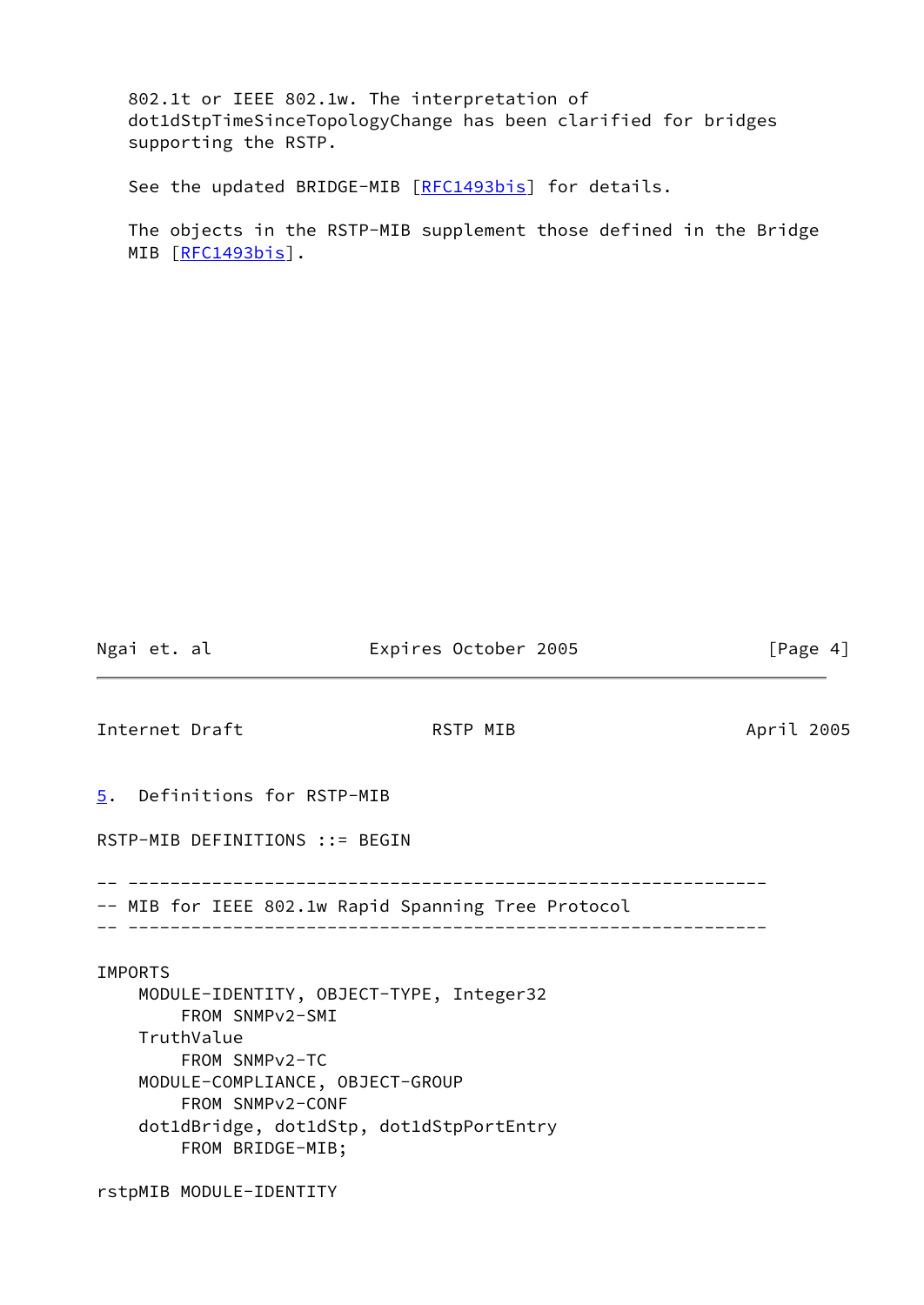802.1t or IEEE 802.1w. The interpretation of dot1dStpTimeSinceTopologyChange has been clarified for bridges supporting the RSTP.

See the updated BRIDGE-MIB [RFC1493bis] for details.

The objects in the RSTP-MIB supplement those defined in the Bridge MIB [RFC1493bis].

## 5. Definitions for RSTP-MIB

```
RSTP-MIB DEFINITIONS ::= BEGIN

-- -------------------------------------------------------------
-- MIB for IEEE 802.1w Rapid Spanning Tree Protocol
-- -------------------------------------------------------------

IMPORTS
    MODULE-IDENTITY, OBJECT-TYPE, Integer32
        FROM SNMPv2-SMI
    TruthValue
        FROM SNMPv2-TC
    MODULE-COMPLIANCE, OBJECT-GROUP
        FROM SNMPv2-CONF
    dot1dBridge, dot1dStp, dot1dStpPortEntry
        FROM BRIDGE-MIB;

rstpMIB MODULE-IDENTITY
```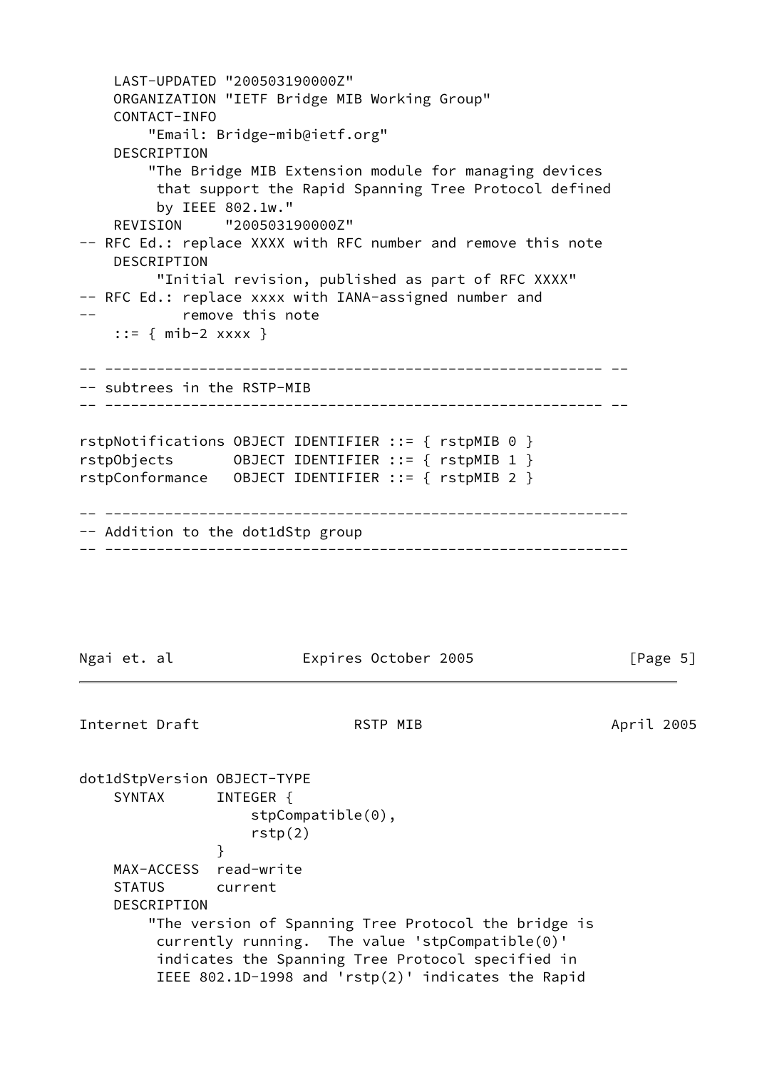```
    LAST-UPDATED "200503190000Z"
    ORGANIZATION "IETF Bridge MIB Working Group"
    CONTACT-INFO
        "Email: Bridge-mib@ietf.org"
    DESCRIPTION
        "The Bridge MIB Extension module for managing devices
         that support the Rapid Spanning Tree Protocol defined
         by IEEE 802.1w."
    REVISION     "200503190000Z"
-- RFC Ed.: replace XXXX with RFC number and remove this note
    DESCRIPTION
         "Initial revision, published as part of RFC XXXX"
-- RFC Ed.: replace xxxx with IANA-assigned number and
--          remove this note
    ::= { mib-2 xxxx }

-- ---------------------------------------------------------- --
-- subtrees in the RSTP-MIB
-- ---------------------------------------------------------- --

rstpNotifications OBJECT IDENTIFIER ::= { rstpMIB 0 }
rstpObjects       OBJECT IDENTIFIER ::= { rstpMIB 1 }
rstpConformance   OBJECT IDENTIFIER ::= { rstpMIB 2 }

-- -------------------------------------------------------------
-- Addition to the dot1dStp group
-- -------------------------------------------------------------
```

```
dot1dStpVersion OBJECT-TYPE
    SYNTAX      INTEGER {
                    stpCompatible(0),
                    rstp(2)
                }
    MAX-ACCESS  read-write
    STATUS      current
    DESCRIPTION
        "The version of Spanning Tree Protocol the bridge is
         currently running.  The value 'stpCompatible(0)'
         indicates the Spanning Tree Protocol specified in
         IEEE 802.1D-1998 and 'rstp(2)' indicates the Rapid
```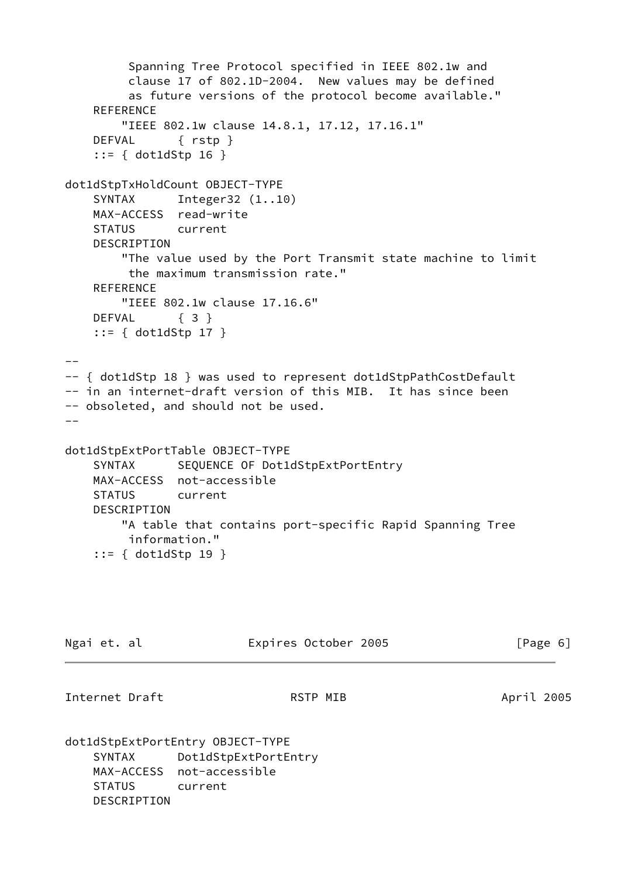```
          Spanning Tree Protocol specified in IEEE 802.1w and
          clause 17 of 802.1D-2004.  New values may be defined
          as future versions of the protocol become available."
    REFERENCE
        "IEEE 802.1w clause 14.8.1, 17.12, 17.16.1"
    DEFVAL      { rstp }
    ::= { dot1dStp 16 }

dot1dStpTxHoldCount OBJECT-TYPE
    SYNTAX      Integer32 (1..10)
    MAX-ACCESS  read-write
    STATUS      current
    DESCRIPTION
        "The value used by the Port Transmit state machine to limit
         the maximum transmission rate."
    REFERENCE
        "IEEE 802.1w clause 17.16.6"
    DEFVAL      { 3 }
    ::= { dot1dStp 17 }

--
-- { dot1dStp 18 } was used to represent dot1dStpPathCostDefault
-- in an internet-draft version of this MIB.  It has since been
-- obsoleted, and should not be used.
--

dot1dStpExtPortTable OBJECT-TYPE
    SYNTAX      SEQUENCE OF Dot1dStpExtPortEntry
    MAX-ACCESS  not-accessible
    STATUS      current
    DESCRIPTION
        "A table that contains port-specific Rapid Spanning Tree
         information."
    ::= { dot1dStp 19 }

dot1dStpExtPortEntry OBJECT-TYPE
    SYNTAX      Dot1dStpExtPortEntry
    MAX-ACCESS  not-accessible
    STATUS      current
    DESCRIPTION
```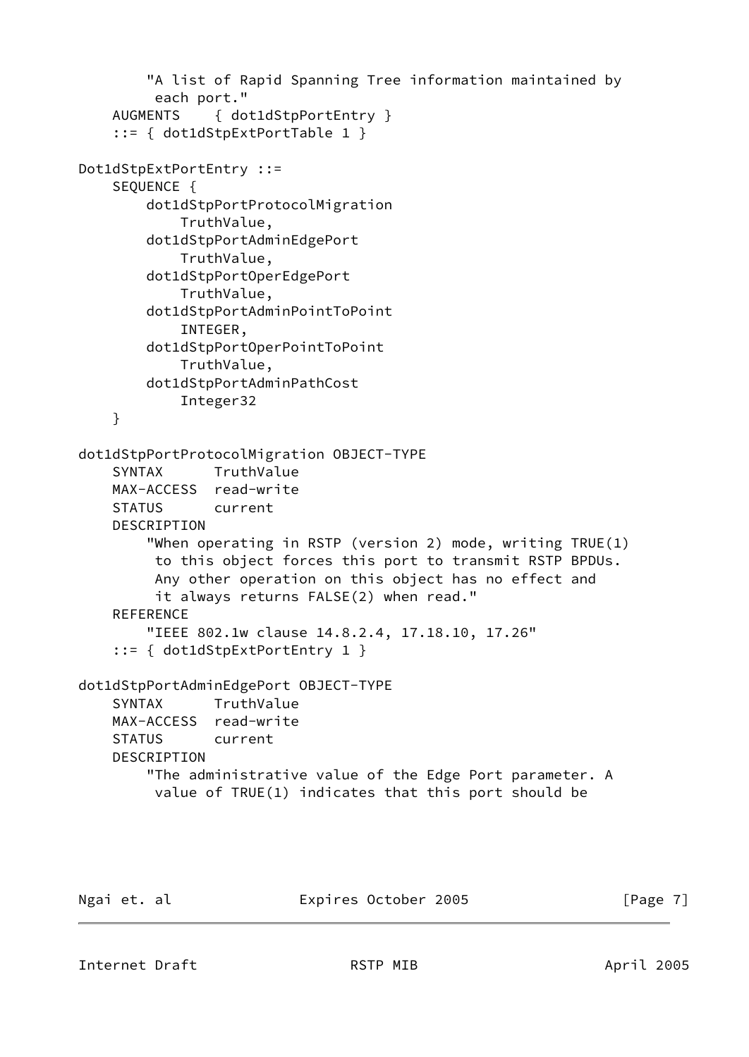```
        "A list of Rapid Spanning Tree information maintained by
         each port."
    AUGMENTS    { dot1dStpPortEntry }
    ::= { dot1dStpExtPortTable 1 }

Dot1dStpExtPortEntry ::=
    SEQUENCE {
        dot1dStpPortProtocolMigration
            TruthValue,
        dot1dStpPortAdminEdgePort
            TruthValue,
        dot1dStpPortOperEdgePort
            TruthValue,
        dot1dStpPortAdminPointToPoint
            INTEGER,
        dot1dStpPortOperPointToPoint
            TruthValue,
        dot1dStpPortAdminPathCost
            Integer32
    }

dot1dStpPortProtocolMigration OBJECT-TYPE
    SYNTAX      TruthValue
    MAX-ACCESS  read-write
    STATUS      current
    DESCRIPTION
        "When operating in RSTP (version 2) mode, writing TRUE(1)
         to this object forces this port to transmit RSTP BPDUs.
         Any other operation on this object has no effect and
         it always returns FALSE(2) when read."
    REFERENCE
        "IEEE 802.1w clause 14.8.2.4, 17.18.10, 17.26"
    ::= { dot1dStpExtPortEntry 1 }

dot1dStpPortAdminEdgePort OBJECT-TYPE
    SYNTAX      TruthValue
    MAX-ACCESS  read-write
    STATUS      current
    DESCRIPTION
        "The administrative value of the Edge Port parameter. A
         value of TRUE(1) indicates that this port should be
```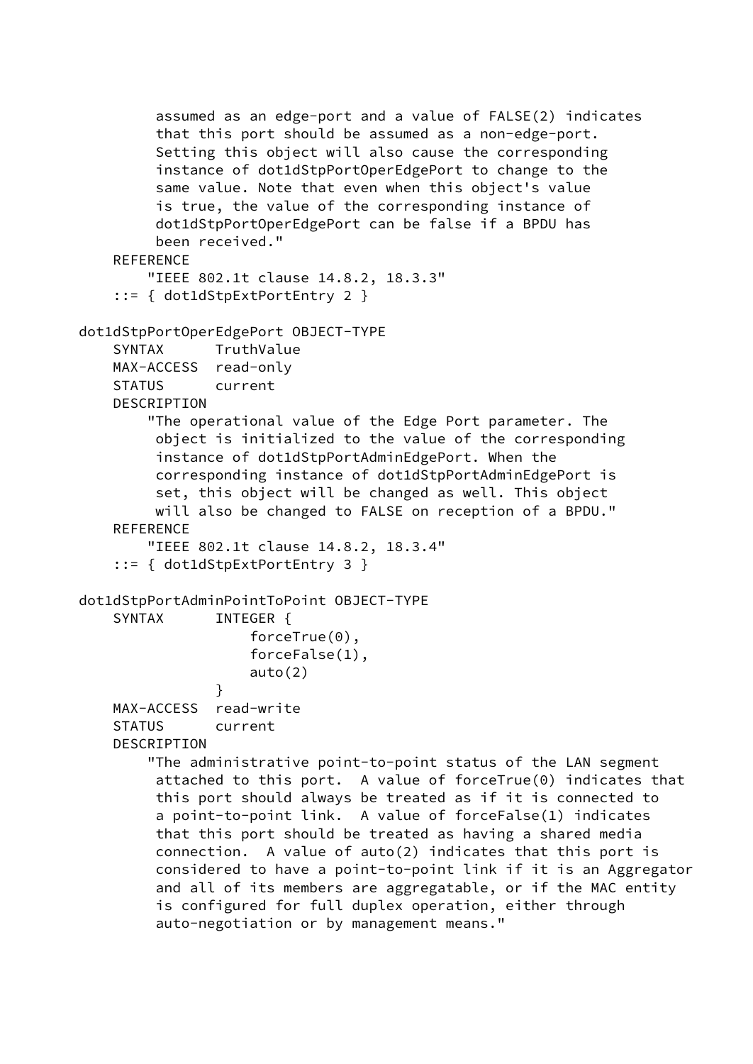```
         assumed as an edge-port and a value of FALSE(2) indicates
         that this port should be assumed as a non-edge-port.
         Setting this object will also cause the corresponding
         instance of dot1dStpPortOperEdgePort to change to the
         same value. Note that even when this object's value
         is true, the value of the corresponding instance of
         dot1dStpPortOperEdgePort can be false if a BPDU has
         been received."
    REFERENCE
        "IEEE 802.1t clause 14.8.2, 18.3.3"
    ::= { dot1dStpExtPortEntry 2 }

dot1dStpPortOperEdgePort OBJECT-TYPE
    SYNTAX      TruthValue
    MAX-ACCESS  read-only
    STATUS      current
    DESCRIPTION
        "The operational value of the Edge Port parameter. The
         object is initialized to the value of the corresponding
         instance of dot1dStpPortAdminEdgePort. When the
         corresponding instance of dot1dStpPortAdminEdgePort is
         set, this object will be changed as well. This object
         will also be changed to FALSE on reception of a BPDU."
    REFERENCE
        "IEEE 802.1t clause 14.8.2, 18.3.4"
    ::= { dot1dStpExtPortEntry 3 }

dot1dStpPortAdminPointToPoint OBJECT-TYPE
    SYNTAX      INTEGER {
                    forceTrue(0),
                    forceFalse(1),
                    auto(2)
                }
    MAX-ACCESS  read-write
    STATUS      current
    DESCRIPTION
        "The administrative point-to-point status of the LAN segment
         attached to this port.  A value of forceTrue(0) indicates that
         this port should always be treated as if it is connected to
         a point-to-point link.  A value of forceFalse(1) indicates
         that this port should be treated as having a shared media
         connection.  A value of auto(2) indicates that this port is
         considered to have a point-to-point link if it is an Aggregator
         and all of its members are aggregatable, or if the MAC entity
         is configured for full duplex operation, either through
         auto-negotiation or by management means."
```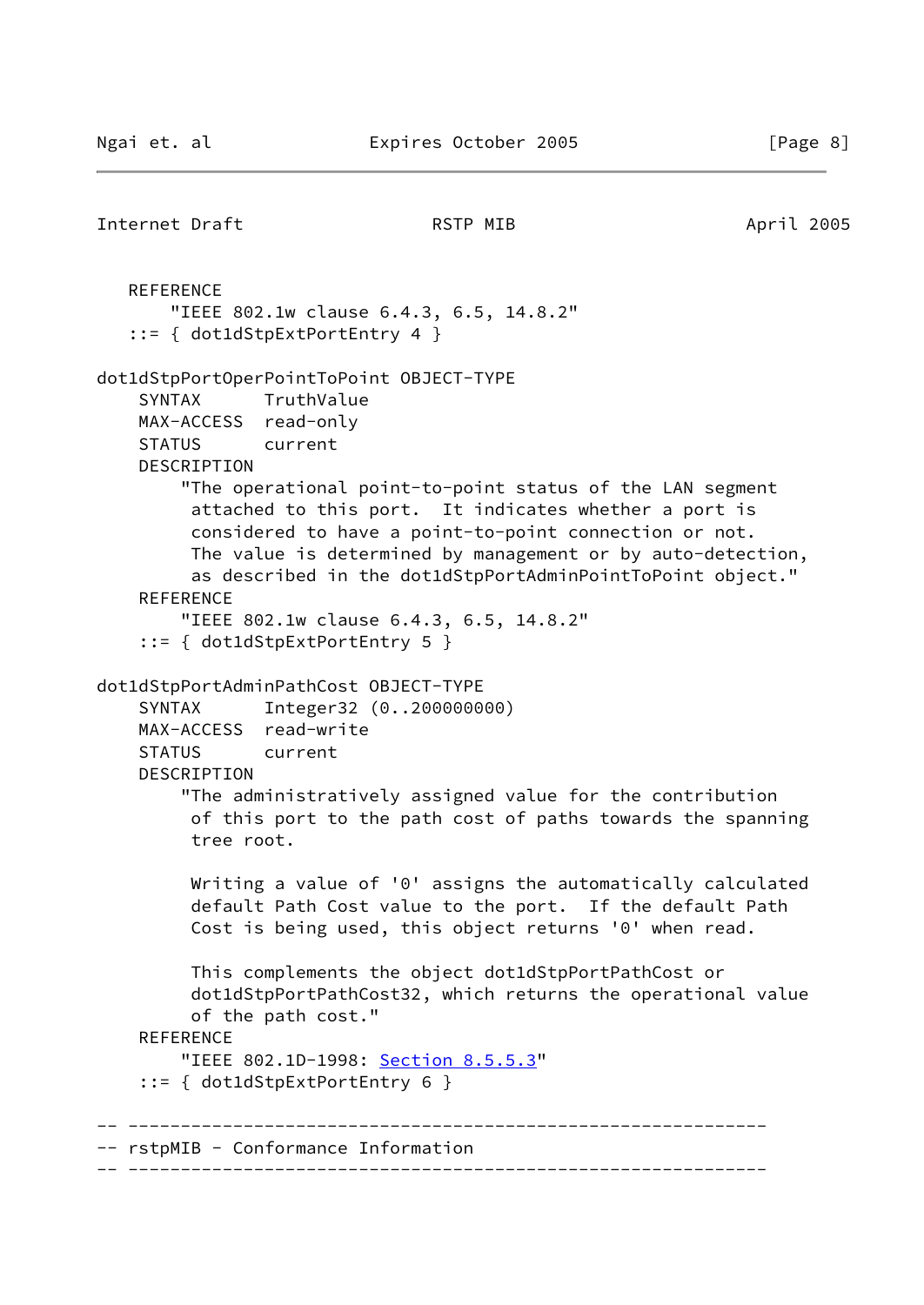```
   REFERENCE
       "IEEE 802.1w clause 6.4.3, 6.5, 14.8.2"
   ::= { dot1dStpExtPortEntry 4 }

dot1dStpPortOperPointToPoint OBJECT-TYPE
    SYNTAX      TruthValue
    MAX-ACCESS  read-only
    STATUS      current
    DESCRIPTION
        "The operational point-to-point status of the LAN segment
         attached to this port.  It indicates whether a port is
         considered to have a point-to-point connection or not.
         The value is determined by management or by auto-detection,
         as described in the dot1dStpPortAdminPointToPoint object."
    REFERENCE
        "IEEE 802.1w clause 6.4.3, 6.5, 14.8.2"
    ::= { dot1dStpExtPortEntry 5 }

dot1dStpPortAdminPathCost OBJECT-TYPE
    SYNTAX      Integer32 (0..200000000)
    MAX-ACCESS  read-write
    STATUS      current
    DESCRIPTION
        "The administratively assigned value for the contribution
         of this port to the path cost of paths towards the spanning
         tree root.

         Writing a value of '0' assigns the automatically calculated
         default Path Cost value to the port.  If the default Path
         Cost is being used, this object returns '0' when read.

         This complements the object dot1dStpPortPathCost or
         dot1dStpPortPathCost32, which returns the operational value
         of the path cost."
    REFERENCE
        "IEEE 802.1D-1998: Section 8.5.5.3"
    ::= { dot1dStpExtPortEntry 6 }

-- -------------------------------------------------------------
-- rstpMIB - Conformance Information
-- -------------------------------------------------------------
```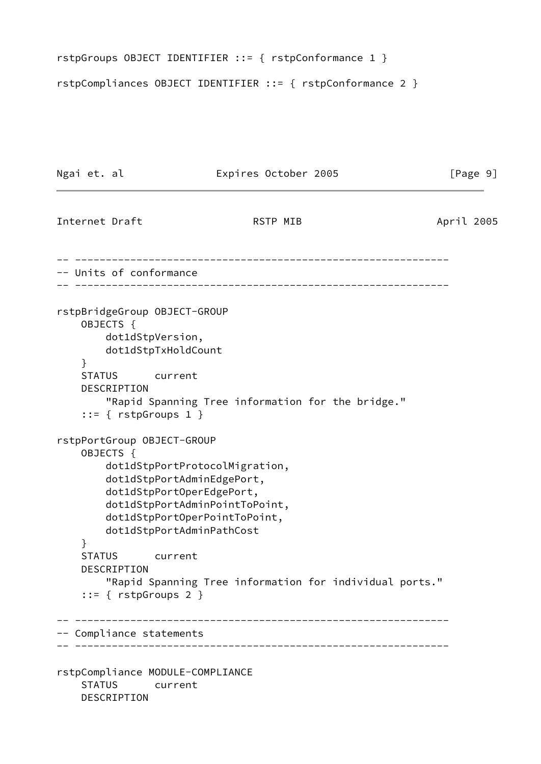```
rstpGroups OBJECT IDENTIFIER ::= { rstpConformance 1 }

rstpCompliances OBJECT IDENTIFIER ::= { rstpConformance 2 }
```

```
-- -------------------------------------------------------------
-- Units of conformance
-- -------------------------------------------------------------

rstpBridgeGroup OBJECT-GROUP
    OBJECTS {
        dot1dStpVersion,
        dot1dStpTxHoldCount
    }
    STATUS      current
    DESCRIPTION
        "Rapid Spanning Tree information for the bridge."
    ::= { rstpGroups 1 }

rstpPortGroup OBJECT-GROUP
    OBJECTS {
        dot1dStpPortProtocolMigration,
        dot1dStpPortAdminEdgePort,
        dot1dStpPortOperEdgePort,
        dot1dStpPortAdminPointToPoint,
        dot1dStpPortOperPointToPoint,
        dot1dStpPortAdminPathCost
    }
    STATUS      current
    DESCRIPTION
        "Rapid Spanning Tree information for individual ports."
    ::= { rstpGroups 2 }

-- -------------------------------------------------------------
-- Compliance statements
-- -------------------------------------------------------------

rstpCompliance MODULE-COMPLIANCE
    STATUS      current
    DESCRIPTION
```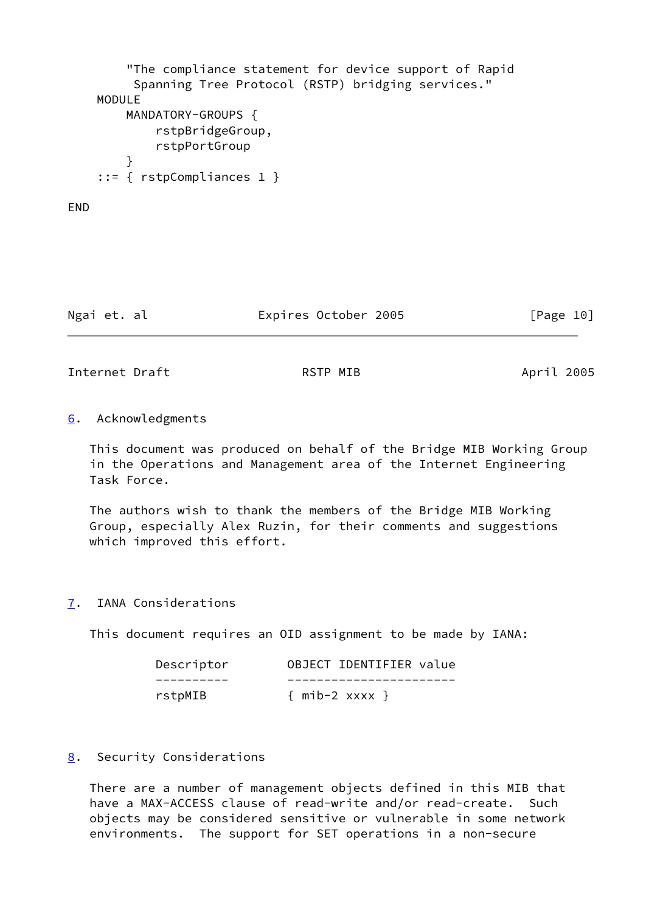```
        "The compliance statement for device support of Rapid
         Spanning Tree Protocol (RSTP) bridging services."
    MODULE
        MANDATORY-GROUPS {
            rstpBridgeGroup,
            rstpPortGroup
        }
    ::= { rstpCompliances 1 }

END
```

## 6. Acknowledgments

This document was produced on behalf of the Bridge MIB Working Group in the Operations and Management area of the Internet Engineering Task Force.

The authors wish to thank the members of the Bridge MIB Working Group, especially Alex Ruzin, for their comments and suggestions which improved this effort.

## 7. IANA Considerations

This document requires an OID assignment to be made by IANA:

| Descriptor | OBJECT IDENTIFIER value |
|---|---|
| rstpMIB | { mib-2 xxxx } |

## 8. Security Considerations

There are a number of management objects defined in this MIB that have a MAX-ACCESS clause of read-write and/or read-create. Such objects may be considered sensitive or vulnerable in some network environments. The support for SET operations in a non-secure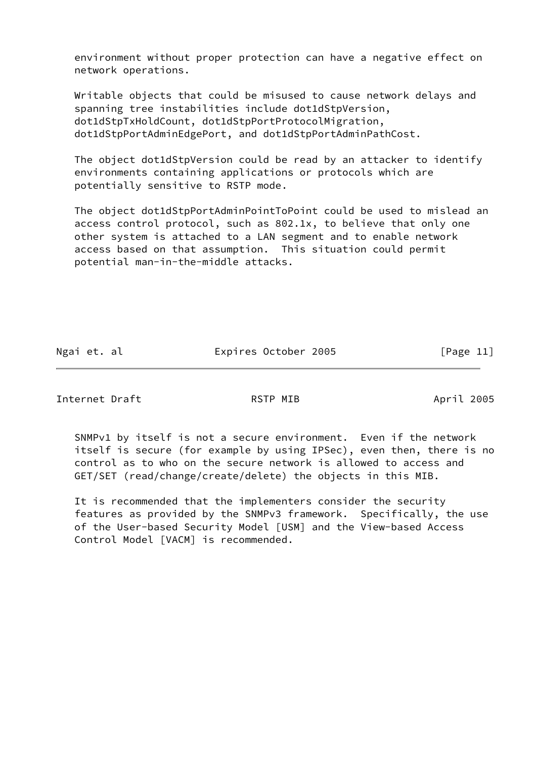environment without proper protection can have a negative effect on network operations.

Writable objects that could be misused to cause network delays and spanning tree instabilities include dot1dStpVersion, dot1dStpTxHoldCount, dot1dStpPortProtocolMigration, dot1dStpPortAdminEdgePort, and dot1dStpPortAdminPathCost.

The object dot1dStpVersion could be read by an attacker to identify environments containing applications or protocols which are potentially sensitive to RSTP mode.

The object dot1dStpPortAdminPointToPoint could be used to mislead an access control protocol, such as 802.1x, to believe that only one other system is attached to a LAN segment and to enable network access based on that assumption.  This situation could permit potential man-in-the-middle attacks.

SNMPv1 by itself is not a secure environment.  Even if the network itself is secure (for example by using IPSec), even then, there is no control as to who on the secure network is allowed to access and GET/SET (read/change/create/delete) the objects in this MIB.

It is recommended that the implementers consider the security features as provided by the SNMPv3 framework.  Specifically, the use of the User-based Security Model [USM] and the View-based Access Control Model [VACM] is recommended.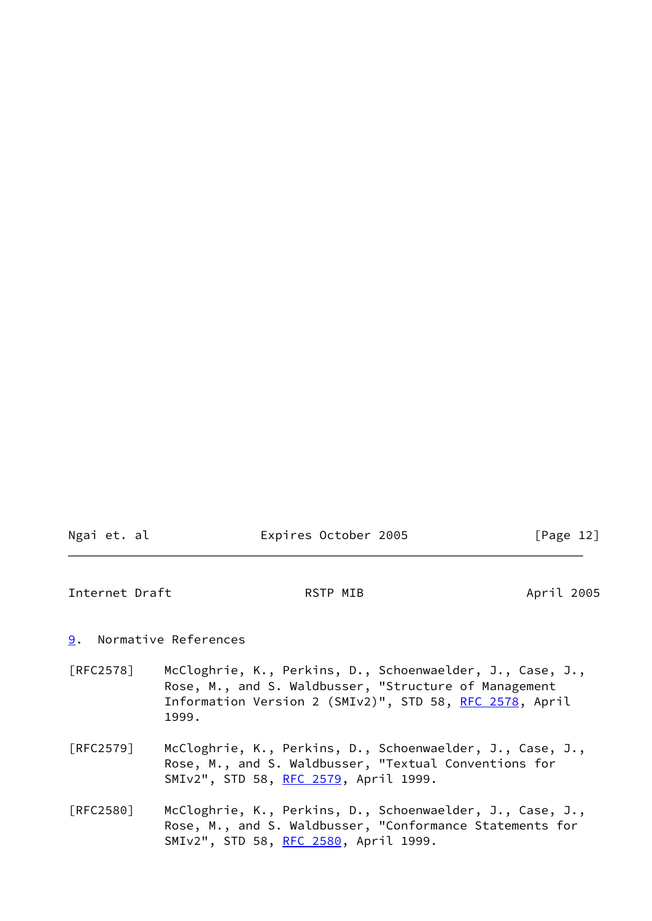## 9. Normative References

[RFC2578] McCloghrie, K., Perkins, D., Schoenwaelder, J., Case, J., Rose, M., and S. Waldbusser, "Structure of Management Information Version 2 (SMIv2)", STD 58, RFC 2578, April 1999.

[RFC2579] McCloghrie, K., Perkins, D., Schoenwaelder, J., Case, J., Rose, M., and S. Waldbusser, "Textual Conventions for SMIv2", STD 58, RFC 2579, April 1999.

[RFC2580] McCloghrie, K., Perkins, D., Schoenwaelder, J., Case, J., Rose, M., and S. Waldbusser, "Conformance Statements for SMIv2", STD 58, RFC 2580, April 1999.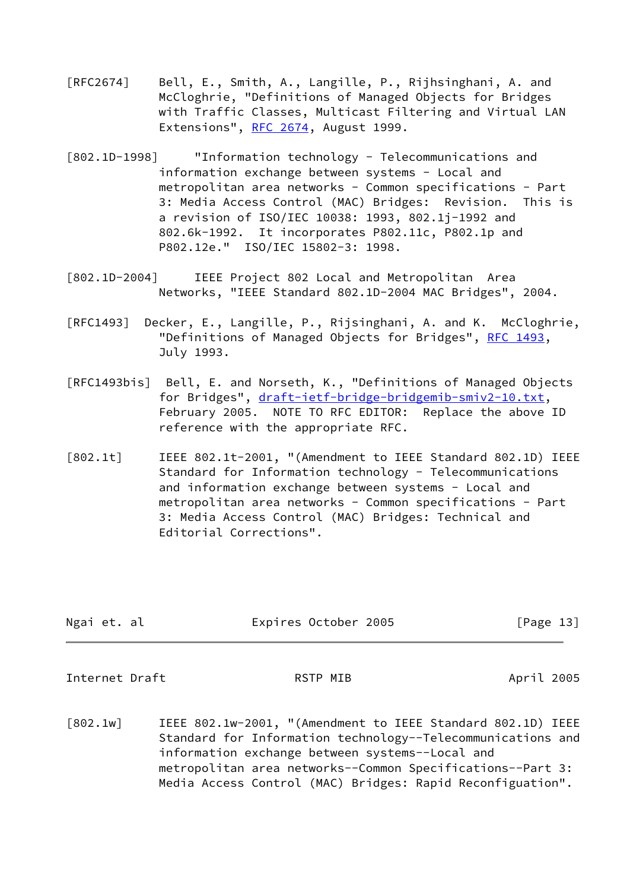[RFC2674] Bell, E., Smith, A., Langille, P., Rijhsinghani, A. and McCloghrie, "Definitions of Managed Objects for Bridges with Traffic Classes, Multicast Filtering and Virtual LAN Extensions", RFC 2674, August 1999.

[802.1D-1998] "Information technology - Telecommunications and information exchange between systems - Local and metropolitan area networks - Common specifications - Part 3: Media Access Control (MAC) Bridges: Revision. This is a revision of ISO/IEC 10038: 1993, 802.1j-1992 and 802.6k-1992. It incorporates P802.11c, P802.1p and P802.12e." ISO/IEC 15802-3: 1998.

[802.1D-2004] IEEE Project 802 Local and Metropolitan Area Networks, "IEEE Standard 802.1D-2004 MAC Bridges", 2004.

[RFC1493] Decker, E., Langille, P., Rijsinghani, A. and K. McCloghrie, "Definitions of Managed Objects for Bridges", RFC 1493, July 1993.

[RFC1493bis] Bell, E. and Norseth, K., "Definitions of Managed Objects for Bridges", draft-ietf-bridge-bridgemib-smiv2-10.txt, February 2005. NOTE TO RFC EDITOR: Replace the above ID reference with the appropriate RFC.

[802.1t] IEEE 802.1t-2001, "(Amendment to IEEE Standard 802.1D) IEEE Standard for Information technology - Telecommunications and information exchange between systems - Local and metropolitan area networks - Common specifications - Part 3: Media Access Control (MAC) Bridges: Technical and Editorial Corrections".

[802.1w] IEEE 802.1w-2001, "(Amendment to IEEE Standard 802.1D) IEEE Standard for Information technology--Telecommunications and information exchange between systems--Local and metropolitan area networks--Common Specifications--Part 3: Media Access Control (MAC) Bridges: Rapid Reconfiguation".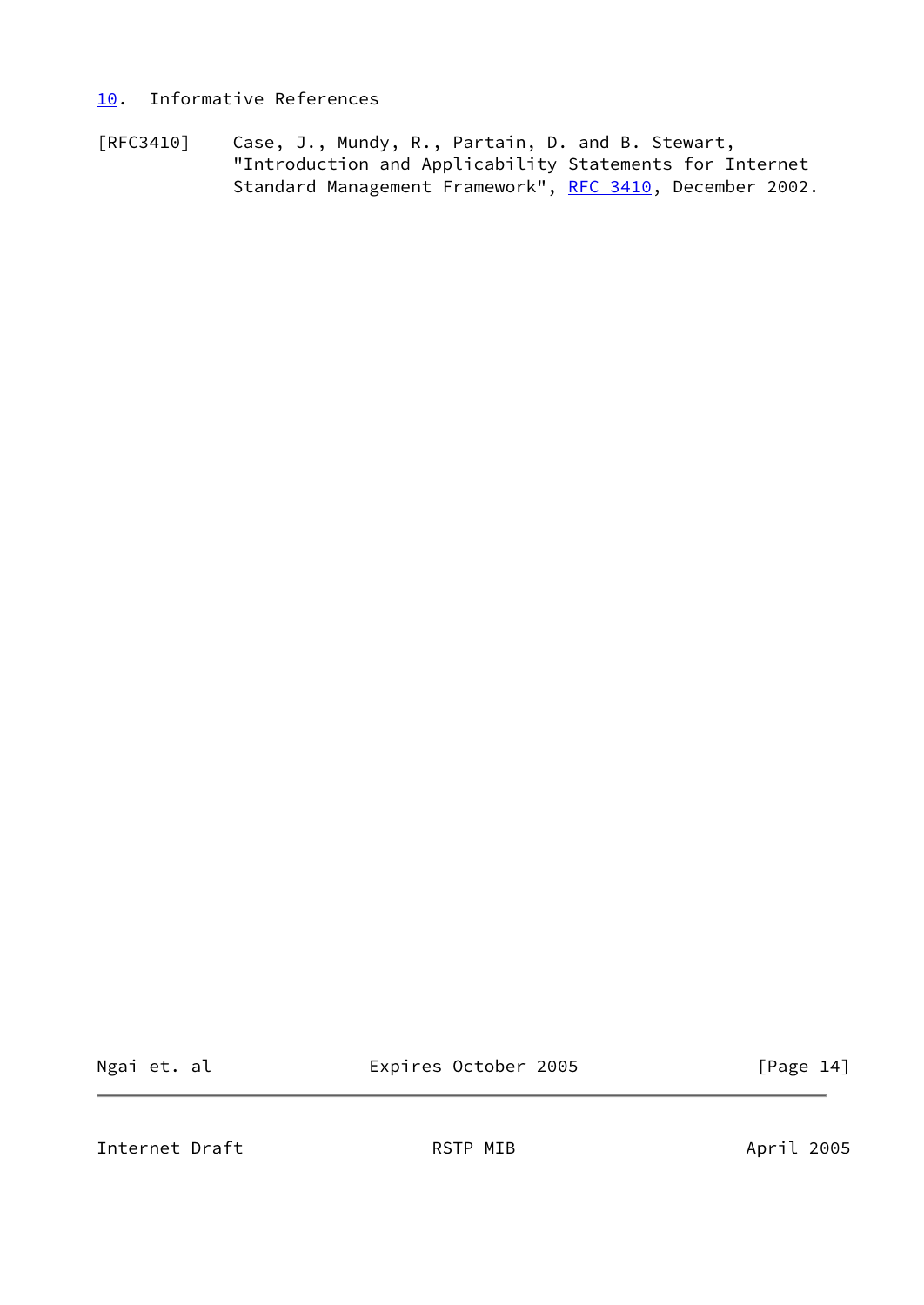## 10. Informative References

[RFC3410] Case, J., Mundy, R., Partain, D. and B. Stewart, "Introduction and Applicability Statements for Internet Standard Management Framework", RFC 3410, December 2002.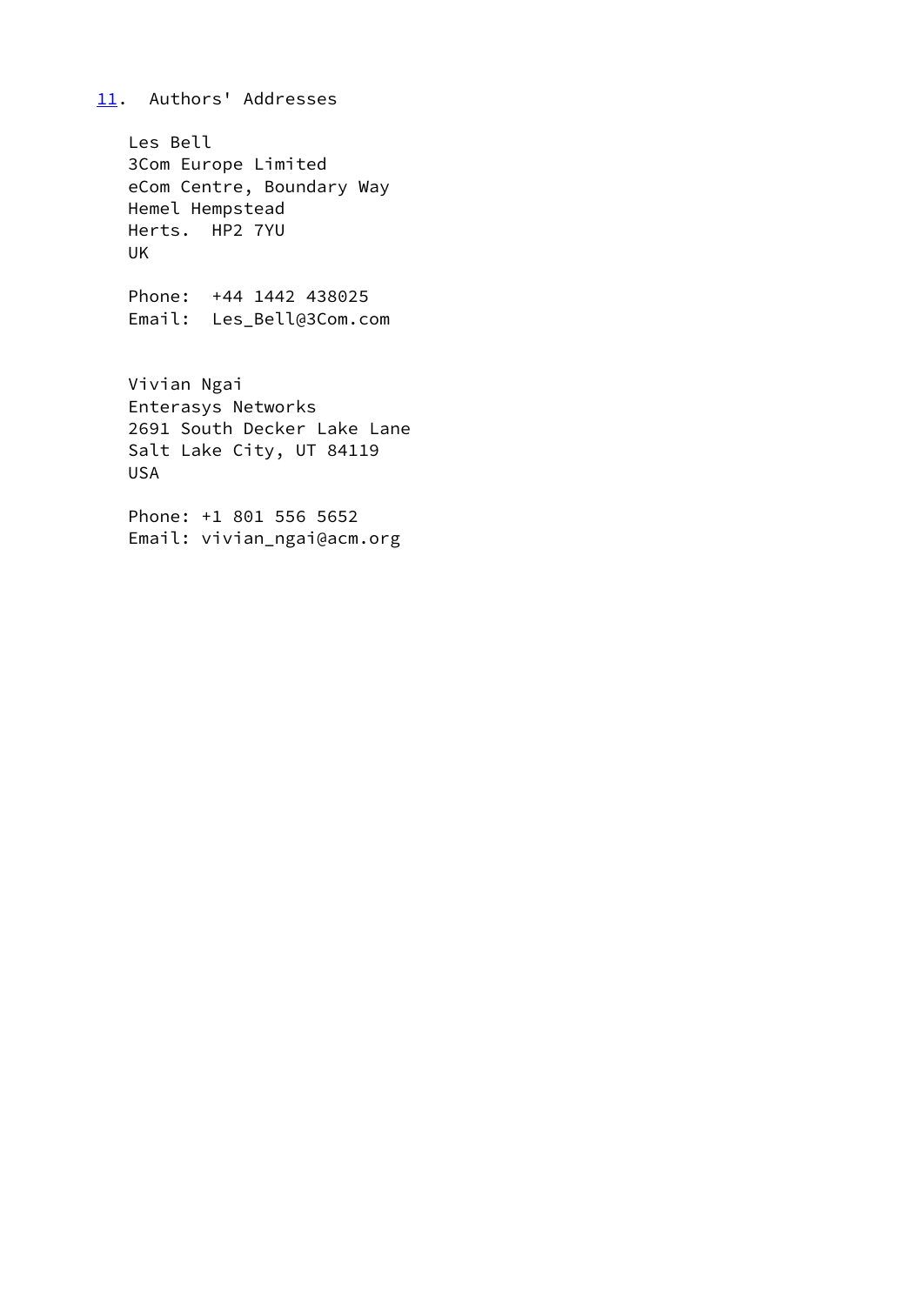## 11. Authors' Addresses

Les Bell
3Com Europe Limited
eCom Centre, Boundary Way
Hemel Hempstead
Herts.  HP2 7YU
UK

Phone:  +44 1442 438025
Email:  Les_Bell@3Com.com

Vivian Ngai
Enterasys Networks
2691 South Decker Lake Lane
Salt Lake City, UT 84119
USA

Phone: +1 801 556 5652
Email: vivian_ngai@acm.org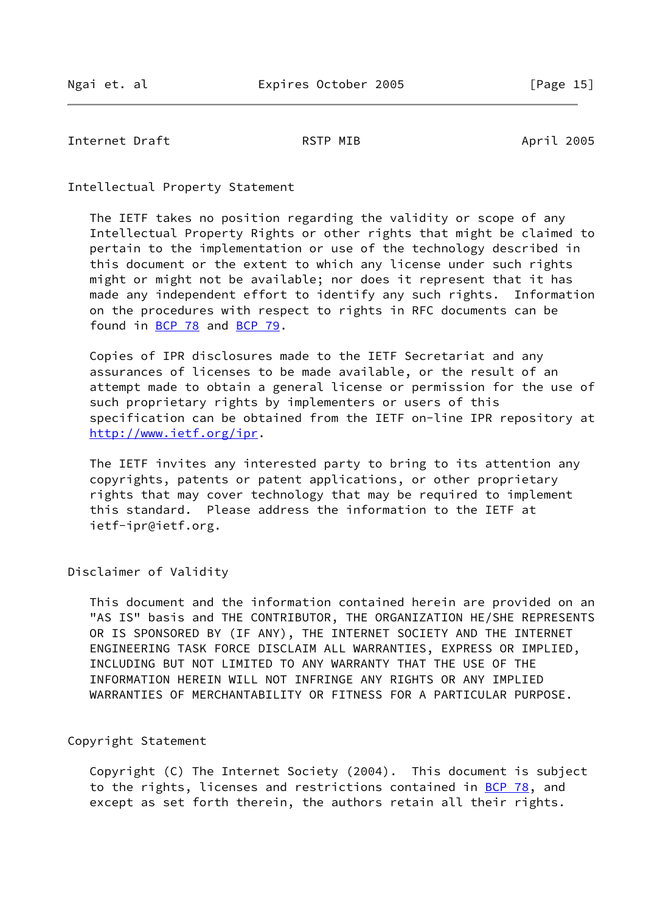## Intellectual Property Statement

The IETF takes no position regarding the validity or scope of any Intellectual Property Rights or other rights that might be claimed to pertain to the implementation or use of the technology described in this document or the extent to which any license under such rights might or might not be available; nor does it represent that it has made any independent effort to identify any such rights. Information on the procedures with respect to rights in RFC documents can be found in BCP 78 and BCP 79.

Copies of IPR disclosures made to the IETF Secretariat and any assurances of licenses to be made available, or the result of an attempt made to obtain a general license or permission for the use of such proprietary rights by implementers or users of this specification can be obtained from the IETF on-line IPR repository at http://www.ietf.org/ipr.

The IETF invites any interested party to bring to its attention any copyrights, patents or patent applications, or other proprietary rights that may cover technology that may be required to implement this standard. Please address the information to the IETF at ietf-ipr@ietf.org.

## Disclaimer of Validity

This document and the information contained herein are provided on an "AS IS" basis and THE CONTRIBUTOR, THE ORGANIZATION HE/SHE REPRESENTS OR IS SPONSORED BY (IF ANY), THE INTERNET SOCIETY AND THE INTERNET ENGINEERING TASK FORCE DISCLAIM ALL WARRANTIES, EXPRESS OR IMPLIED, INCLUDING BUT NOT LIMITED TO ANY WARRANTY THAT THE USE OF THE INFORMATION HEREIN WILL NOT INFRINGE ANY RIGHTS OR ANY IMPLIED WARRANTIES OF MERCHANTABILITY OR FITNESS FOR A PARTICULAR PURPOSE.

## Copyright Statement

Copyright (C) The Internet Society (2004). This document is subject to the rights, licenses and restrictions contained in BCP 78, and except as set forth therein, the authors retain all their rights.